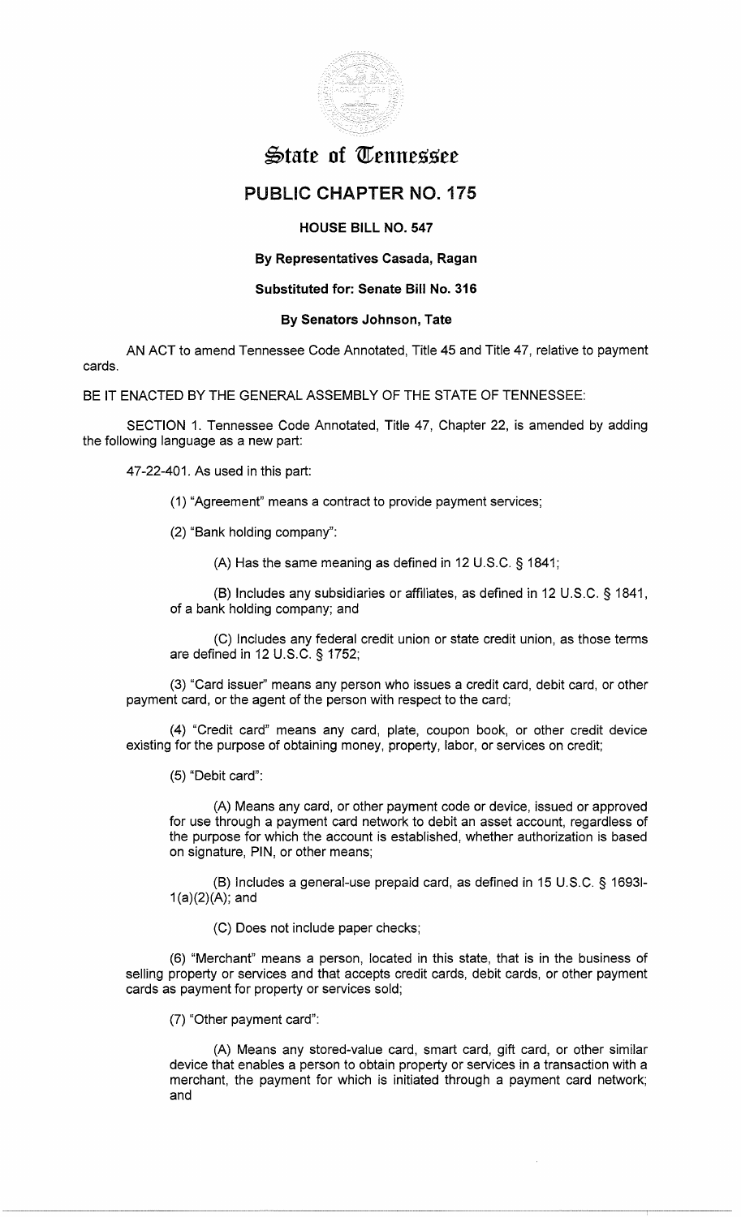# State of Tennessee

## PUBLIC CHAPTER NO. 175

### HOUSE BILL NO. 547

### By Representatives Casada, Ragan

### Substituted for: Senate Bill No. 316

### By Senators Johnson, Tate

AN ACT to amend Tennessee Code Annotated, Title 45 and Title 47, relative to payment cards.

BE IT ENACTED BY THE GENERAL ASSEMBLY OF THE STATE OF TENNESSEE:

SECTION 1. Tennessee Code Annotated, Title 47, Chapter 22, is amended by adding the following language as a new part:

47-22-401. As used in this part:

(1) "Agreement" means a contract to provide payment services;

(2) "Bank holding company":

(A) Has the same meaning as defined in 12 U.S.C. § 1841;

(B) Includes any subsidiaries or affiliates, as defined in 12 U.S.C. § 1841, of a bank holding company; and

(C) Includes any federal credit union or state credit union, as those terms are defined in 12 U.S.C. § 1752;

(3) "Card issuer" means any person who issues a credit card, debit card, or other payment card, or the agent of the person with respect to the card;

(4) "Credit card" means any card, plate, coupon book, or other credit device existing for the purpose of obtaining money, property, labor, or services on credit;

(5) "Debit card":

(A) Means any card, or other payment code or device, issued or approved for use through a payment card network to debit an asset account, regardless of the purpose for which the account is established, whether authorization is based on signature, PIN, or other means;

(B) Includes a general-use prepaid card, as defined in 15 U.S.C. § 1693l-1(a)(2)(A); and

(C) Does not include paper checks;

(6) "Merchant" means a person, located in this state, that is in the business of selling property or services and that accepts credit cards, debit cards, or other payment cards as payment for property or services sold;

(7) "Other payment card":

(A) Means any stored-value card, smart card, gift card, or other similar device that enables a person to obtain property or services in a transaction with a merchant, the payment for which is initiated through a payment card network; and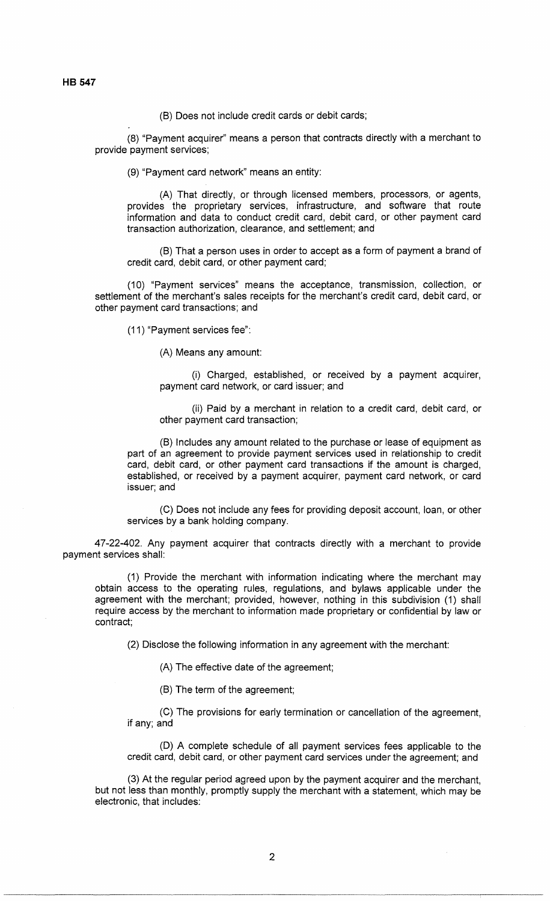(B) Does not include credit cards or debit cards;

(8) "Payment acquirer" means a person that contracts directly with a merchant to provide payment services;

(9) "Payment card network" means an entity:

(A) That directly, or through licensed members, processors, or agents, provides the proprietary services, infrastructure, and software that route information and data to conduct credit card, debit card, or other payment card transaction authorization, clearance, and settlement; and

(B) That a person uses in order to accept as a form of payment a brand of credit card, debit card, or other payment card;

(10) "Payment services" means the acceptance, transmission, collection, or settlement of the merchant's sales receipts for the merchant's credit card, debit card, or other payment card transactions; and

(11) "Payment services fee":

(A) Means any amount:

(i) Charged, established, or received by a payment acquirer, payment card network, or card issuer; and

(ii) Paid by a merchant in relation to a credit card, debit card, or other payment card transaction;

(B) Includes any amount related to the purchase or lease of equipment as part of an agreement to provide payment services used in relationship to credit card, debit card, or other payment card transactions if the amount is charged, established, or received by a payment acquirer, payment card network, or card issuer; and

(C) Does not include any fees for providing deposit account, loan, or other services by a bank holding company.

47-22-402. Any payment acquirer that contracts directly with a merchant to provide payment services shall:

(1) Provide the merchant with information indicating where the merchant may obtain access to the operating rules, regulations, and bylaws applicable under the agreement with the merchant; provided, however, nothing in this subdivision (1) shall require access by the merchant to information made proprietary or confidential by law or contract;

(2) Disclose the following information in any agreement with the merchant:

(A) The effective date of the agreement;

(B) The term of the agreement;

(C) The provisions for early termination or cancellation of the agreement, if any; and

(D) A complete schedule of all payment services fees applicable to the credit card, debit card, or other payment card services under the agreement; and

(3) At the regular period agreed upon by the payment acquirer and the merchant, but not less than monthly, promptly supply the merchant with a statement, which may be electronic, that includes: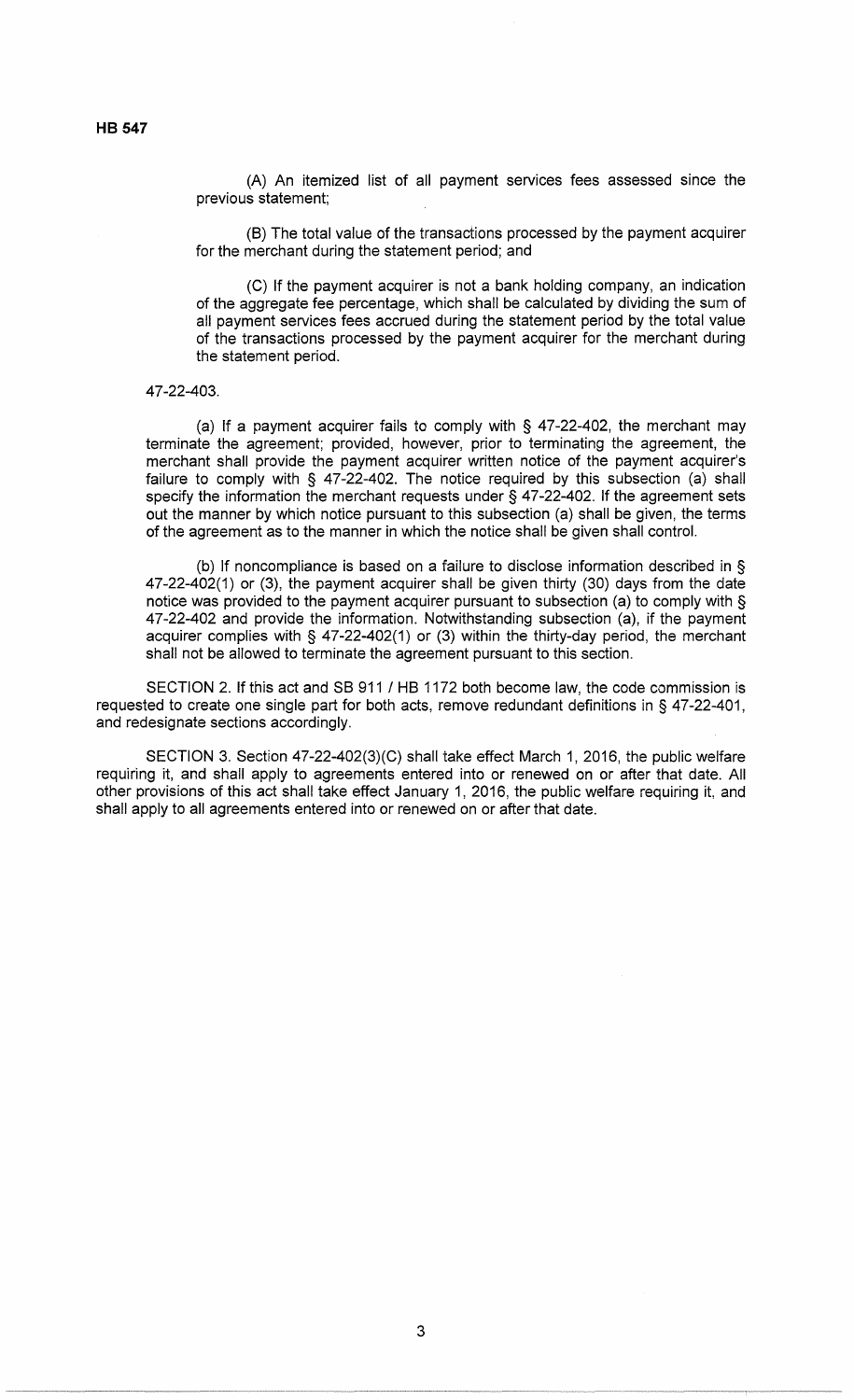(A) An itemized list of all payment services fees assessed since the previous statement;

(B) The total value of the transactions processed by the payment acquirer for the merchant during the statement period; and

(C) If the payment acquirer is not a bank holding company, an indication of the aggregate fee percentage, which shall be calculated by dividing the sum of all payment services fees accrued during the statement period by the total value of the transactions processed by the payment acquirer for the merchant during the statement period.

47-22-403.

(a) If a payment acquirer fails to comply with § 47-22-402, the merchant may terminate the agreement; provided, however, prior to terminating the agreement, the merchant shall provide the payment acquirer written notice of the payment acquirer's failure to comply with § 47-22-402. The notice required by this subsection (a) shall specify the information the merchant requests under § 47-22-402. If the agreement sets out the manner by which notice pursuant to this subsection (a) shall be given, the terms of the agreement as to the manner in which the notice shall be given shall control.

(b) If noncompliance is based on a failure to disclose information described in § 47-22-402(1) or (3), the payment acquirer shall be given thirty (30) days from the date notice was provided to the payment acquirer pursuant to subsection (a) to comply with § 47-22-402 and provide the information. Notwithstanding subsection (a), if the payment acquirer complies with § 47-22-402(1) or (3) within the thirty-day period, the merchant shall not be allowed to terminate the agreement pursuant to this section.

SECTION 2. If this act and SB 911 / HB 1172 both become law, the code commission is requested to create one single part for both acts, remove redundant definitions in § 47-22-401, and redesignate sections accordingly.

SECTION 3. Section 47-22-402(3)(C) shall take effect March 1, 2016, the public welfare requiring it, and shall apply to agreements entered into or renewed on or after that date. All other provisions of this act shall take effect January 1, 2016, the public welfare requiring it, and shall apply to all agreements entered into or renewed on or after that date.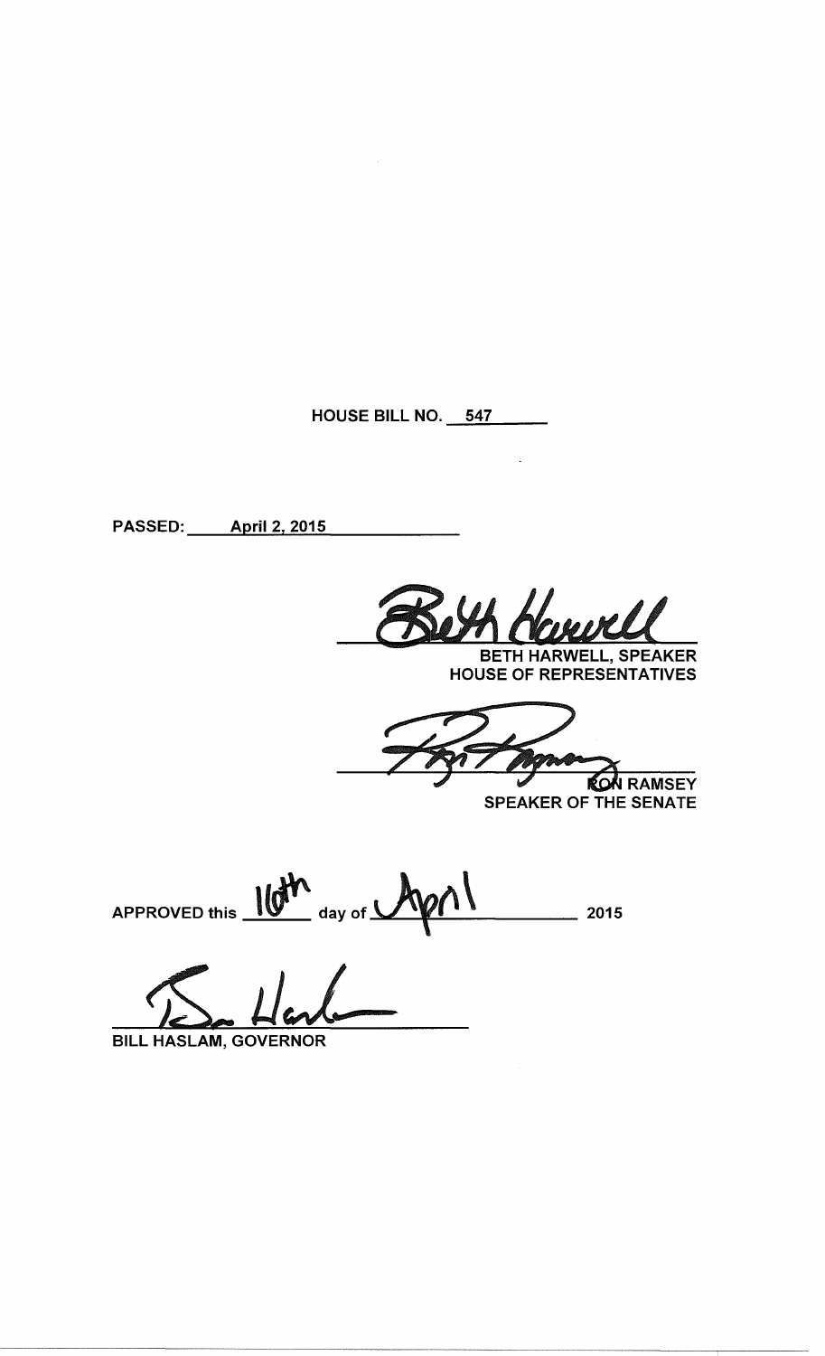HOUSE BILL NO. 547

PASSED: April 2, 2015

BETH HARWELL, SPEAKER
HOUSE OF REPRESENTATIVES

RON RAMSEY
SPEAKER OF THE SENATE

APPROVED this 16th day of April 2015

BILL HASLAM, GOVERNOR